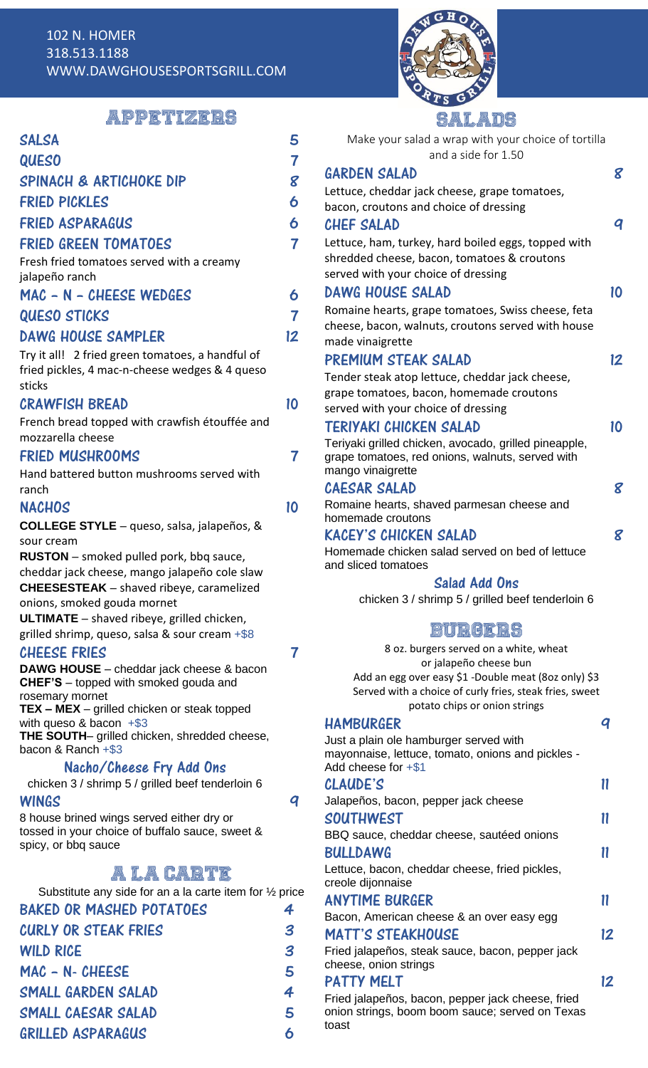102 N. HOMER
318.513.1188
WWW.DAWGHOUSESPORTSGRILL.COM

## APPETIZERS

**SALSA** 5

**QUESO** 7

**SPINACH & ARTICHOKE DIP** 8

**FRIED PICKLES** 6

**FRIED ASPARAGUS** 6

**FRIED GREEN TOMATOES** 7
Fresh fried tomatoes served with a creamy jalapeño ranch

**MAC – N – CHEESE WEDGES** 6

**QUESO STICKS** 7

**DAWG HOUSE SAMPLER** 12
Try it all! 2 fried green tomatoes, a handful of fried pickles, 4 mac-n-cheese wedges & 4 queso sticks

**CRAWFISH BREAD** 10
French bread topped with crawfish étouffée and mozzarella cheese

**FRIED MUSHROOMS** 7
Hand battered button mushrooms served with ranch

**NACHOS** 10
**COLLEGE STYLE** – queso, salsa, jalapeños, & sour cream
**RUSTON** – smoked pulled pork, bbq sauce, cheddar jack cheese, mango jalapeño cole slaw
**CHEESESTEAK** – shaved ribeye, caramelized onions, smoked gouda mornet
**ULTIMATE** – shaved ribeye, grilled chicken, grilled shrimp, queso, salsa & sour cream +$8

**CHEESE FRIES** 7
**DAWG HOUSE** – cheddar jack cheese & bacon
**CHEF'S** – topped with smoked gouda and rosemary mornet
**TEX – MEX** – grilled chicken or steak topped with queso & bacon +$3
**THE SOUTH**– grilled chicken, shredded cheese, bacon & Ranch +$3

### Nacho/Cheese Fry Add Ons
chicken 3 / shrimp 5 / grilled beef tenderloin 6

**WINGS** 9
8 house brined wings served either dry or tossed in your choice of buffalo sauce, sweet & spicy, or bbq sauce

## A LA CARTE

Substitute any side for an a la carte item for ½ price

**BAKED OR MASHED POTATOES** 4

**CURLY OR STEAK FRIES** 3

**WILD RICE** 3

**MAC – N- CHEESE** 5

**SMALL GARDEN SALAD** 4

**SMALL CAESAR SALAD** 5

**GRILLED ASPARAGUS** 6

## SALADS

Make your salad a wrap with your choice of tortilla and a side for 1.50

**GARDEN SALAD** 8
Lettuce, cheddar jack cheese, grape tomatoes, bacon, croutons and choice of dressing

**CHEF SALAD** 9
Lettuce, ham, turkey, hard boiled eggs, topped with shredded cheese, bacon, tomatoes & croutons served with your choice of dressing

**DAWG HOUSE SALAD** 10
Romaine hearts, grape tomatoes, Swiss cheese, feta cheese, bacon, walnuts, croutons served with house made vinaigrette

**PREMIUM STEAK SALAD** 12
Tender steak atop lettuce, cheddar jack cheese, grape tomatoes, bacon, homemade croutons served with your choice of dressing

**TERIYAKI CHICKEN SALAD** 10
Teriyaki grilled chicken, avocado, grilled pineapple, grape tomatoes, red onions, walnuts, served with mango vinaigrette

**CAESAR SALAD** 8
Romaine hearts, shaved parmesan cheese and homemade croutons

**KACEY'S CHICKEN SALAD** 8
Homemade chicken salad served on bed of lettuce and sliced tomatoes

### Salad Add Ons
chicken 3 / shrimp 5 / grilled beef tenderloin 6

## BURGERS

8 oz. burgers served on a white, wheat or jalapeño cheese bun
Add an egg over easy $1 -Double meat (8oz only) $3
Served with a choice of curly fries, steak fries, sweet potato chips or onion strings

**HAMBURGER** 9
Just a plain ole hamburger served with mayonnaise, lettuce, tomato, onions and pickles - Add cheese for +$1

**CLAUDE'S** 11
Jalapeños, bacon, pepper jack cheese

**SOUTHWEST** 11
BBQ sauce, cheddar cheese, sautéed onions

**BULLDAWG** 11
Lettuce, bacon, cheddar cheese, fried pickles, creole dijonnaise

**ANYTIME BURGER** 11
Bacon, American cheese & an over easy egg

**MATT'S STEAKHOUSE** 12
Fried jalapeños, steak sauce, bacon, pepper jack cheese, onion strings

**PATTY MELT** 12
Fried jalapeños, bacon, pepper jack cheese, fried onion strings, boom boom sauce; served on Texas toast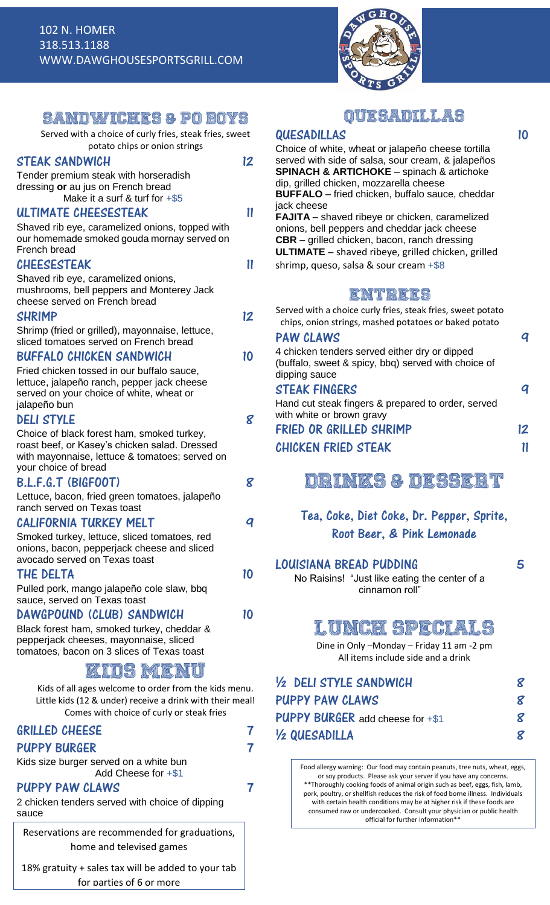102 N. HOMER
318.513.1188
WWW.DAWGHOUSESPORTSGRILL.COM

## SANDWICHES & PO BOYS

Served with a choice of curly fries, steak fries, sweet potato chips or onion strings

### STEAK SANDWICH — 12

Tender premium steak with horseradish dressing **or** au jus on French bread
Make it a surf & turf for +$5

### ULTIMATE CHEESESTEAK — 11

Shaved rib eye, caramelized onions, topped with our homemade smoked gouda mornay served on French bread

### CHEESESTEAK — 11

Shaved rib eye, caramelized onions, mushrooms, bell peppers and Monterey Jack cheese served on French bread

### SHRIMP — 12

Shrimp (fried or grilled), mayonnaise, lettuce, sliced tomatoes served on French bread

### BUFFALO CHICKEN SANDWICH — 10

Fried chicken tossed in our buffalo sauce, lettuce, jalapeño ranch, pepper jack cheese served on your choice of white, wheat or jalapeño bun

### DELI STYLE — 8

Choice of black forest ham, smoked turkey, roast beef, or Kasey's chicken salad. Dressed with mayonnaise, lettuce & tomatoes; served on your choice of bread

### B.L.F.G.T (BIGFOOT) — 8

Lettuce, bacon, fried green tomatoes, jalapeño ranch served on Texas toast

### CALIFORNIA TURKEY MELT — 9

Smoked turkey, lettuce, sliced tomatoes, red onions, bacon, pepperjack cheese and sliced avocado served on Texas toast

### THE DELTA — 10

Pulled pork, mango jalapeño cole slaw, bbq sauce, served on Texas toast

### DAWGPOUND (CLUB) SANDWICH — 10

Black forest ham, smoked turkey, cheddar & pepperjack cheeses, mayonnaise, sliced tomatoes, bacon on 3 slices of Texas toast

## KIDS MENU

Kids of all ages welcome to order from the kids menu. Little kids (12 & under) receive a drink with their meal! Comes with choice of curly or steak fries

### GRILLED CHEESE — 7

### PUPPY BURGER — 7

Kids size burger served on a white bun
Add Cheese for +$1

### PUPPY PAW CLAWS — 7

2 chicken tenders served with choice of dipping sauce

Reservations are recommended for graduations, home and televised games

18% gratuity + sales tax will be added to your tab for parties of 6 or more

## QUESADILLAS

### QUESADILLAS — 10

Choice of white, wheat or jalapeño cheese tortilla served with side of salsa, sour cream, & jalapeños

**SPINACH & ARTICHOKE** – spinach & artichoke dip, grilled chicken, mozzarella cheese

**BUFFALO** – fried chicken, buffalo sauce, cheddar jack cheese

**FAJITA** – shaved ribeye or chicken, caramelized onions, bell peppers and cheddar jack cheese

**CBR** – grilled chicken, bacon, ranch dressing

**ULTIMATE** – shaved ribeye, grilled chicken, grilled shrimp, queso, salsa & sour cream +$8

## ENTREES

Served with a choice curly fries, steak fries, sweet potato chips, onion strings, mashed potatoes or baked potato

### PAW CLAWS — 9

4 chicken tenders served either dry or dipped (buffalo, sweet & spicy, bbq) served with choice of dipping sauce

### STEAK FINGERS — 9

Hand cut steak fingers & prepared to order, served with white or brown gravy

### FRIED OR GRILLED SHRIMP — 12

### CHICKEN FRIED STEAK — 11

## DRINKS & DESSERT

Tea, Coke, Diet Coke, Dr. Pepper, Sprite, Root Beer, & Pink Lemonade

### LOUISIANA BREAD PUDDING — 5

No Raisins! "Just like eating the center of a cinnamon roll"

## LUNCH SPECIALS

Dine in Only –Monday – Friday 11 am -2 pm
All items include side and a drink

### ½ DELI STYLE SANDWICH — 8

### PUPPY PAW CLAWS — 8

### PUPPY BURGER add cheese for +$1 — 8

### ½ QUESADILLA — 8

Food allergy warning: Our food may contain peanuts, tree nuts, wheat, eggs, or soy products. Please ask your server if you have any concerns. **Thoroughly cooking foods of animal origin such as beef, eggs, fish, lamb, pork, poultry, or shellfish reduces the risk of food borne illness. Individuals with certain health conditions may be at higher risk if these foods are consumed raw or undercooked. Consult your physician or public health official for further information**